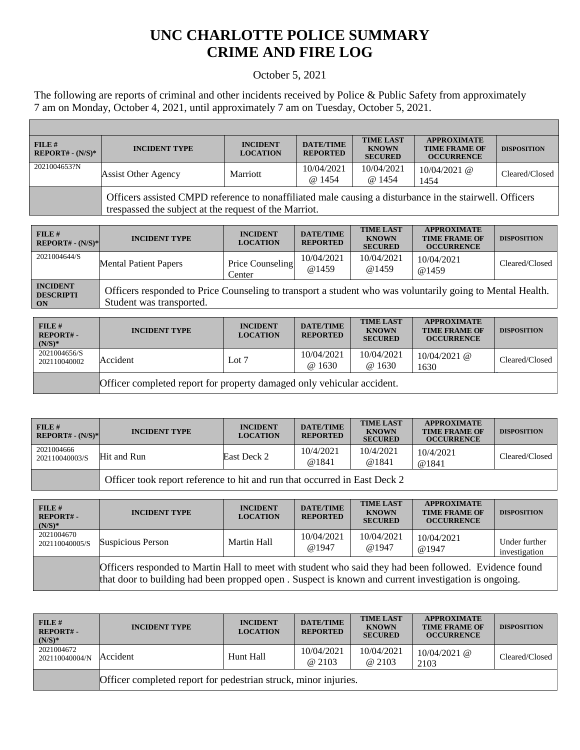# UNC CHARLOTTE POLICE SUMMARY
# CRIME AND FIRE LOG

October 5, 2021

The following are reports of criminal and other incidents received by Police & Public Safety from approximately 7 am on Monday, October 4, 2021, until approximately 7 am on Tuesday, October 5, 2021.

| FILE # REPORT# - (N/S)* | INCIDENT TYPE | INCIDENT LOCATION | DATE/TIME REPORTED | TIME LAST KNOWN SECURED | APPROXIMATE TIME FRAME OF OCCURRENCE | DISPOSITION |
|---|---|---|---|---|---|---|
| 2021004653?N | Assist Other Agency | Marriott | 10/04/2021 @ 1454 | 10/04/2021 @ 1454 | 10/04/2021 @ 1454 | Cleared/Closed |
| | Officers assisted CMPD reference to nonaffiliated male causing a disturbance in the stairwell. Officers trespassed the subject at the request of the Marriot. | | | | | |

| FILE # REPORT# - (N/S)* | INCIDENT TYPE | INCIDENT LOCATION | DATE/TIME REPORTED | TIME LAST KNOWN SECURED | APPROXIMATE TIME FRAME OF OCCURRENCE | DISPOSITION |
|---|---|---|---|---|---|---|
| 2021004644/S | Mental Patient Papers | Price Counseling Center | 10/04/2021 @1459 | 10/04/2021 @1459 | 10/04/2021 @1459 | Cleared/Closed |
| INCIDENT DESCRIPTION | Officers responded to Price Counseling to transport a student who was voluntarily going to Mental Health. Student was transported. | | | | | |

| FILE # REPORT# - (N/S)* | INCIDENT TYPE | INCIDENT LOCATION | DATE/TIME REPORTED | TIME LAST KNOWN SECURED | APPROXIMATE TIME FRAME OF OCCURRENCE | DISPOSITION |
|---|---|---|---|---|---|---|
| 2021004656/S 202110040002 | Accident | Lot 7 | 10/04/2021 @ 1630 | 10/04/2021 @ 1630 | 10/04/2021 @ 1630 | Cleared/Closed |
| | Officer completed report for property damaged only vehicular accident. | | | | | |

| FILE # REPORT# - (N/S)* | INCIDENT TYPE | INCIDENT LOCATION | DATE/TIME REPORTED | TIME LAST KNOWN SECURED | APPROXIMATE TIME FRAME OF OCCURRENCE | DISPOSITION |
|---|---|---|---|---|---|---|
| 2021004666 202110040003/S | Hit and Run | East Deck 2 | 10/4/2021 @1841 | 10/4/2021 @1841 | 10/4/2021 @1841 | Cleared/Closed |
| | Officer took report reference to hit and run that occurred in East Deck 2 | | | | | |

| FILE # REPORT# - (N/S)* | INCIDENT TYPE | INCIDENT LOCATION | DATE/TIME REPORTED | TIME LAST KNOWN SECURED | APPROXIMATE TIME FRAME OF OCCURRENCE | DISPOSITION |
|---|---|---|---|---|---|---|
| 2021004670 202110040005/S | Suspicious Person | Martin Hall | 10/04/2021 @1947 | 10/04/2021 @1947 | 10/04/2021 @1947 | Under further investigation |
| | Officers responded to Martin Hall to meet with student who said they had been followed. Evidence found that door to building had been propped open . Suspect is known and current investigation is ongoing. | | | | | |

| FILE # REPORT# - (N/S)* | INCIDENT TYPE | INCIDENT LOCATION | DATE/TIME REPORTED | TIME LAST KNOWN SECURED | APPROXIMATE TIME FRAME OF OCCURRENCE | DISPOSITION |
|---|---|---|---|---|---|---|
| 2021004672 202110040004/N | Accident | Hunt Hall | 10/04/2021 @ 2103 | 10/04/2021 @ 2103 | 10/04/2021 @ 2103 | Cleared/Closed |
| | Officer completed report for pedestrian struck, minor injuries. | | | | | |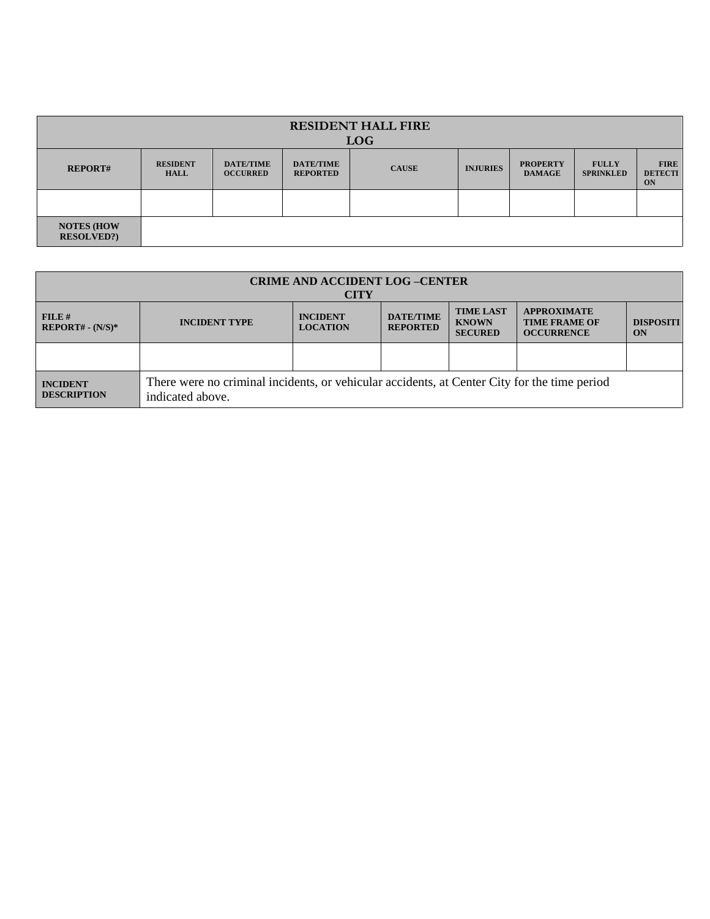| RESIDENT HALL FIRE LOG | | | | | | | | |
|---|---|---|---|---|---|---|---|---|
| **REPORT#** | **RESIDENT HALL** | **DATE/TIME OCCURRED** | **DATE/TIME REPORTED** | **CAUSE** | **INJURIES** | **PROPERTY DAMAGE** | **FULLY SPRINKLED** | **FIRE DETECTION** |
| | | | | | | | | |
| **NOTES (HOW RESOLVED?)** | | | | | | | | |

| CRIME AND ACCIDENT LOG –CENTER CITY | | | | | | |
|---|---|---|---|---|---|---|
| **FILE # REPORT# - (N/S)*** | **INCIDENT TYPE** | **INCIDENT LOCATION** | **DATE/TIME REPORTED** | **TIME LAST KNOWN SECURED** | **APPROXIMATE TIME FRAME OF OCCURRENCE** | **DISPOSITION** |
| | | | | | | |
| **INCIDENT DESCRIPTION** | There were no criminal incidents, or vehicular accidents, at Center City for the time period indicated above. | | | | | |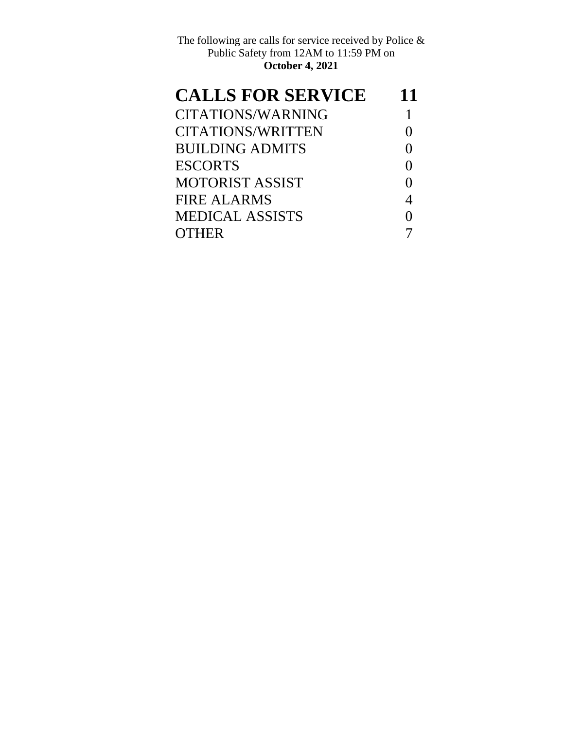The following are calls for service received by Police & Public Safety from 12AM to 11:59 PM on **October 4, 2021**

| | |
|---|---|
| **CALLS FOR SERVICE** | **11** |
| CITATIONS/WARNING | 1 |
| CITATIONS/WRITTEN | 0 |
| BUILDING ADMITS | 0 |
| ESCORTS | 0 |
| MOTORIST ASSIST | 0 |
| FIRE ALARMS | 4 |
| MEDICAL ASSISTS | 0 |
| OTHER | 7 |